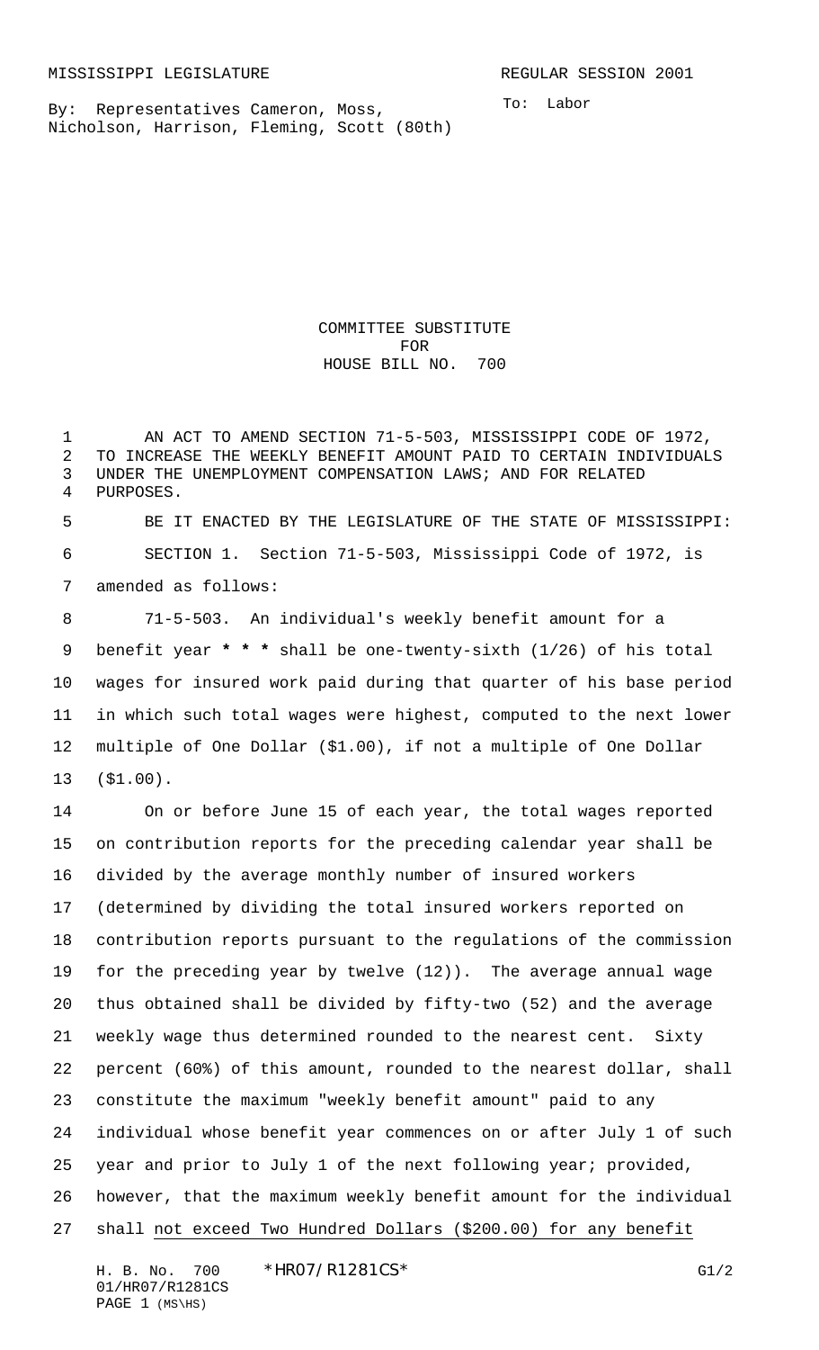MISSISSIPPI LEGISLATURE REGULAR SESSION 2001

By: Representatives Cameron, Moss, Nicholson, Harrison, Fleming, Scott (80th)

To: Labor

# COMMITTEE SUBSTITUTE FOR HOUSE BILL NO. 700

AN ACT TO AMEND SECTION 71-5-503, MISSISSIPPI CODE OF 1972, TO INCREASE THE WEEKLY BENEFIT AMOUNT PAID TO CERTAIN INDIVIDUALS UNDER THE UNEMPLOYMENT COMPENSATION LAWS; AND FOR RELATED PURPOSES.

BE IT ENACTED BY THE LEGISLATURE OF THE STATE OF MISSISSIPPI:

SECTION 1. Section 71-5-503, Mississippi Code of 1972, is amended as follows:

71-5-503. An individual's weekly benefit amount for a benefit year * * * shall be one-twenty-sixth (1/26) of his total wages for insured work paid during that quarter of his base period in which such total wages were highest, computed to the next lower multiple of One Dollar ($1.00), if not a multiple of One Dollar ($1.00).

On or before June 15 of each year, the total wages reported on contribution reports for the preceding calendar year shall be divided by the average monthly number of insured workers (determined by dividing the total insured workers reported on contribution reports pursuant to the regulations of the commission for the preceding year by twelve (12)). The average annual wage thus obtained shall be divided by fifty-two (52) and the average weekly wage thus determined rounded to the nearest cent. Sixty percent (60%) of this amount, rounded to the nearest dollar, shall constitute the maximum "weekly benefit amount" paid to any individual whose benefit year commences on or after July 1 of such year and prior to July 1 of the next following year; provided, however, that the maximum weekly benefit amount for the individual shall not exceed Two Hundred Dollars ($200.00) for any benefit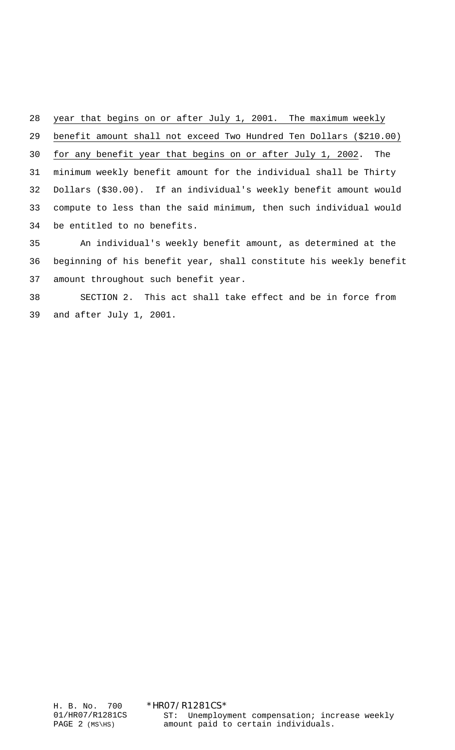year that begins on or after July 1, 2001. The maximum weekly benefit amount shall not exceed Two Hundred Ten Dollars ($210.00) for any benefit year that begins on or after July 1, 2002. The minimum weekly benefit amount for the individual shall be Thirty Dollars ($30.00). If an individual's weekly benefit amount would compute to less than the said minimum, then such individual would be entitled to no benefits.

An individual's weekly benefit amount, as determined at the beginning of his benefit year, shall constitute his weekly benefit amount throughout such benefit year.

SECTION 2. This act shall take effect and be in force from and after July 1, 2001.